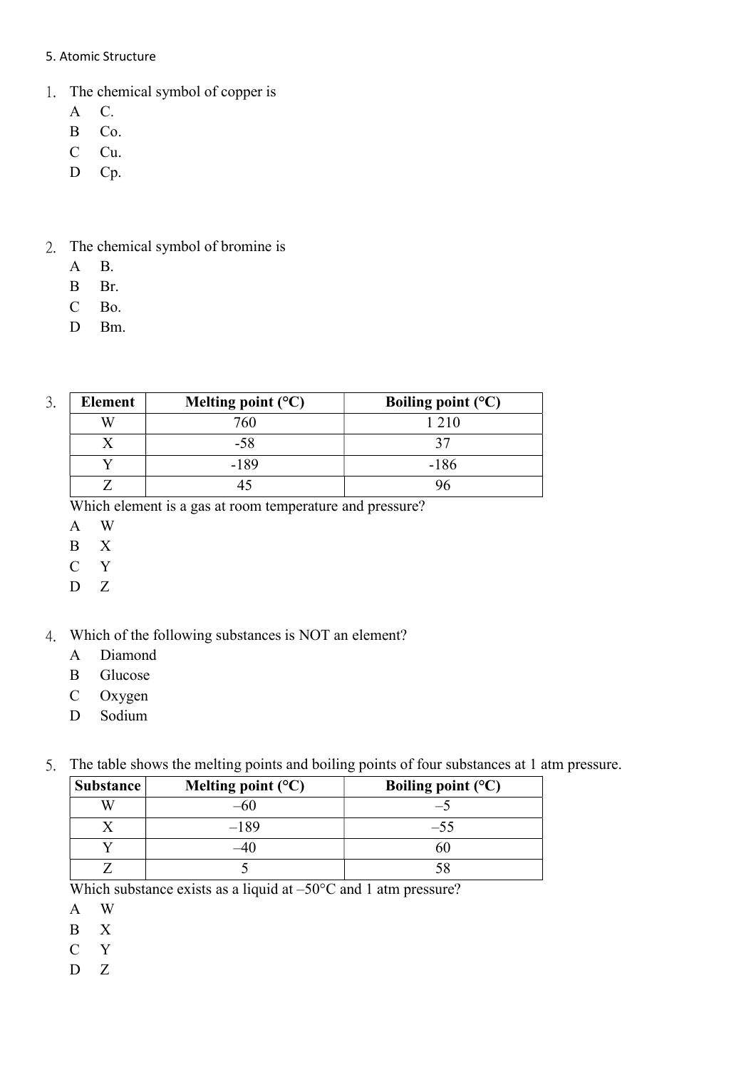5. Atomic Structure

1. The chemical symbol of copper is
   - A C.
   - B Co.
   - C Cu.
   - D Cp.

2. The chemical symbol of bromine is
   - A B.
   - B Br.
   - C Bo.
   - D Bm.

3. 

| Element | Melting point (°C) | Boiling point (°C) |
|---|---|---|
| W | 760 | 1 210 |
| X | -58 | 37 |
| Y | -189 | -186 |
| Z | 45 | 96 |

   Which element is a gas at room temperature and pressure?
   - A W
   - B X
   - C Y
   - D Z

4. Which of the following substances is NOT an element?
   - A Diamond
   - B Glucose
   - C Oxygen
   - D Sodium

5. The table shows the melting points and boiling points of four substances at 1 atm pressure.

| Substance | Melting point (°C) | Boiling point (°C) |
|---|---|---|
| W | –60 | –5 |
| X | –189 | –55 |
| Y | –40 | 60 |
| Z | 5 | 58 |

   Which substance exists as a liquid at –50°C and 1 atm pressure?
   - A W
   - B X
   - C Y
   - D Z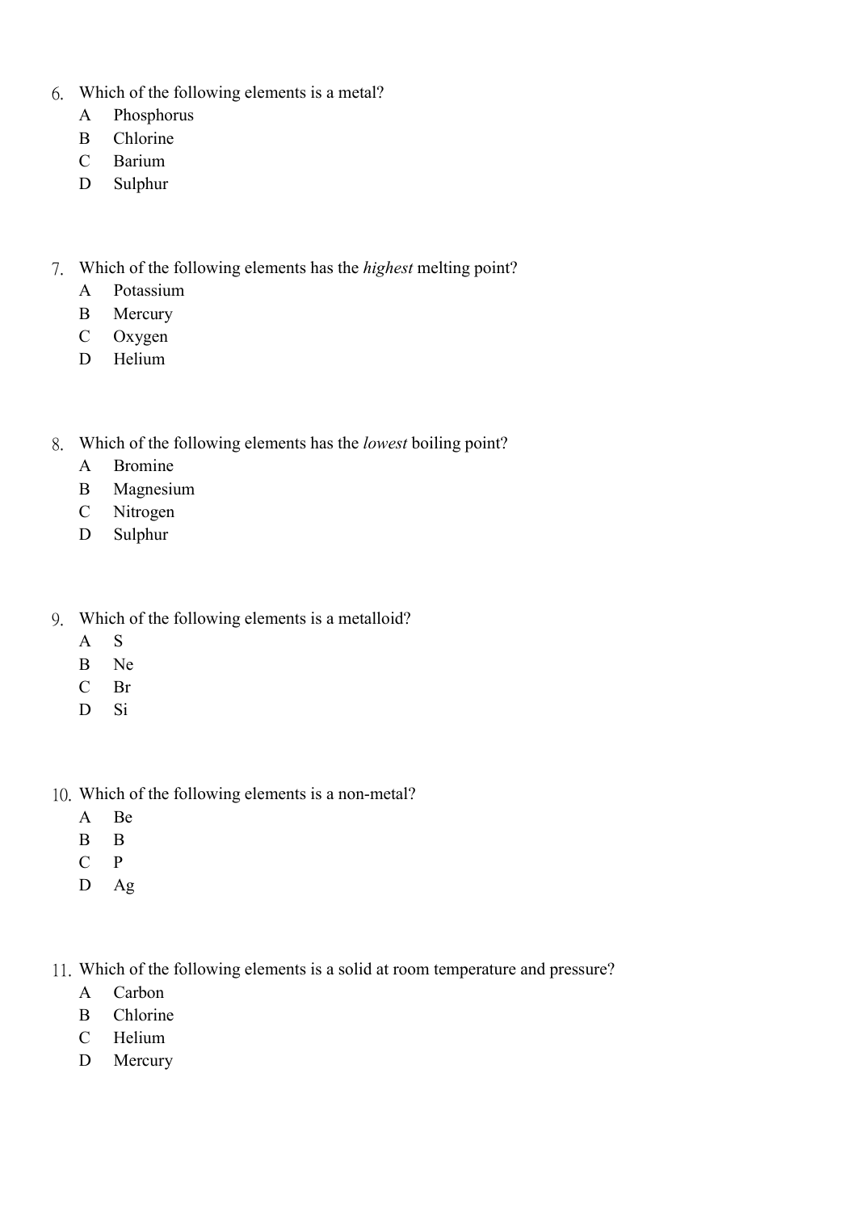6. Which of the following elements is a metal?

   A Phosphorus

   B Chlorine

   C Barium

   D Sulphur

7. Which of the following elements has the *highest* melting point?

   A Potassium

   B Mercury

   C Oxygen

   D Helium

8. Which of the following elements has the *lowest* boiling point?

   A Bromine

   B Magnesium

   C Nitrogen

   D Sulphur

9. Which of the following elements is a metalloid?

   A S

   B Ne

   C Br

   D Si

10. Which of the following elements is a non-metal?

    A Be

    B B

    C P

    D Ag

11. Which of the following elements is a solid at room temperature and pressure?

    A Carbon

    B Chlorine

    C Helium

    D Mercury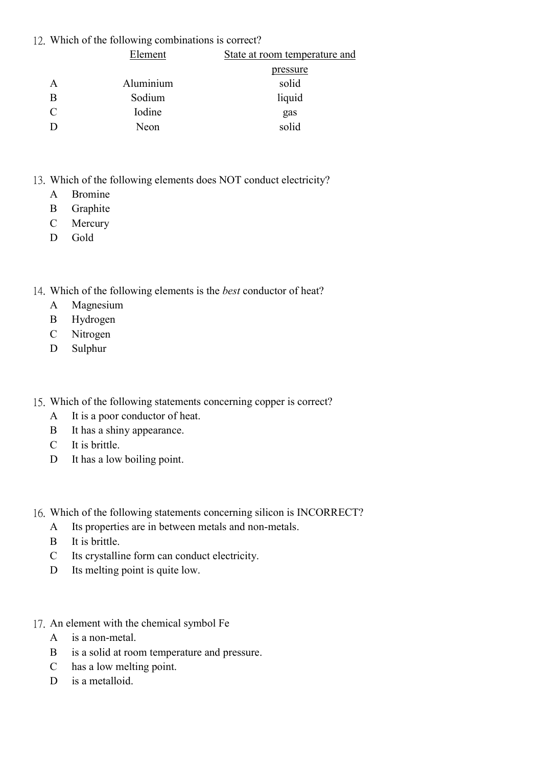12. Which of the following combinations is correct?

| | Element | State at room temperature and pressure |
|---|---|---|
| A | Aluminium | solid |
| B | Sodium | liquid |
| C | Iodine | gas |
| D | Neon | solid |

13. Which of the following elements does NOT conduct electricity?
    - A Bromine
    - B Graphite
    - C Mercury
    - D Gold

14. Which of the following elements is the *best* conductor of heat?
    - A Magnesium
    - B Hydrogen
    - C Nitrogen
    - D Sulphur

15. Which of the following statements concerning copper is correct?
    - A It is a poor conductor of heat.
    - B It has a shiny appearance.
    - C It is brittle.
    - D It has a low boiling point.

16. Which of the following statements concerning silicon is INCORRECT?
    - A Its properties are in between metals and non-metals.
    - B It is brittle.
    - C Its crystalline form can conduct electricity.
    - D Its melting point is quite low.

17. An element with the chemical symbol Fe
    - A is a non-metal.
    - B is a solid at room temperature and pressure.
    - C has a low melting point.
    - D is a metalloid.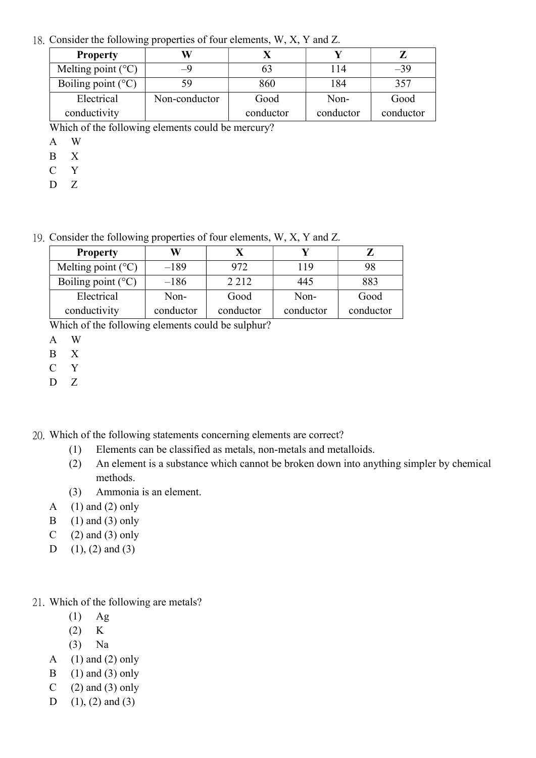18. Consider the following properties of four elements, W, X, Y and Z.

| Property | W | X | Y | Z |
|---|---|---|---|---|
| Melting point (°C) | –9 | 63 | 114 | –39 |
| Boiling point (°C) | 59 | 860 | 184 | 357 |
| Electrical conductivity | Non-conductor | Good conductor | Non-conductor | Good conductor |

Which of the following elements could be mercury?

A W
B X
C Y
D Z

19. Consider the following properties of four elements, W, X, Y and Z.

| Property | W | X | Y | Z |
|---|---|---|---|---|
| Melting point (°C) | –189 | 972 | 119 | 98 |
| Boiling point (°C) | –186 | 2 212 | 445 | 883 |
| Electrical conductivity | Non-conductor | Good conductor | Non-conductor | Good conductor |

Which of the following elements could be sulphur?

A W
B X
C Y
D Z

20. Which of the following statements concerning elements are correct?

(1) Elements can be classified as metals, non-metals and metalloids.
(2) An element is a substance which cannot be broken down into anything simpler by chemical methods.
(3) Ammonia is an element.

A (1) and (2) only
B (1) and (3) only
C (2) and (3) only
D (1), (2) and (3)

21. Which of the following are metals?

(1) Ag
(2) K
(3) Na

A (1) and (2) only
B (1) and (3) only
C (2) and (3) only
D (1), (2) and (3)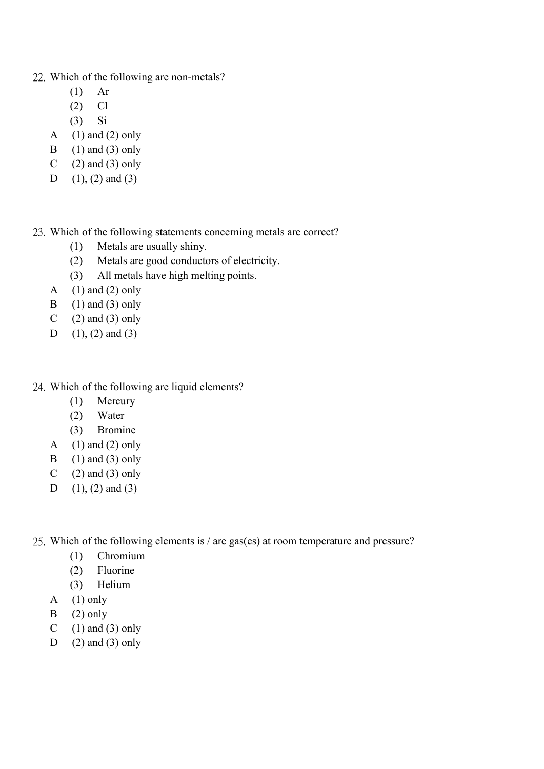22. Which of the following are non-metals?

    (1) Ar
    (2) Cl
    (3) Si

    A (1) and (2) only
    B (1) and (3) only
    C (2) and (3) only
    D (1), (2) and (3)

23. Which of the following statements concerning metals are correct?

    (1) Metals are usually shiny.
    (2) Metals are good conductors of electricity.
    (3) All metals have high melting points.

    A (1) and (2) only
    B (1) and (3) only
    C (2) and (3) only
    D (1), (2) and (3)

24. Which of the following are liquid elements?

    (1) Mercury
    (2) Water
    (3) Bromine

    A (1) and (2) only
    B (1) and (3) only
    C (2) and (3) only
    D (1), (2) and (3)

25. Which of the following elements is / are gas(es) at room temperature and pressure?

    (1) Chromium
    (2) Fluorine
    (3) Helium

    A (1) only
    B (2) only
    C (1) and (3) only
    D (2) and (3) only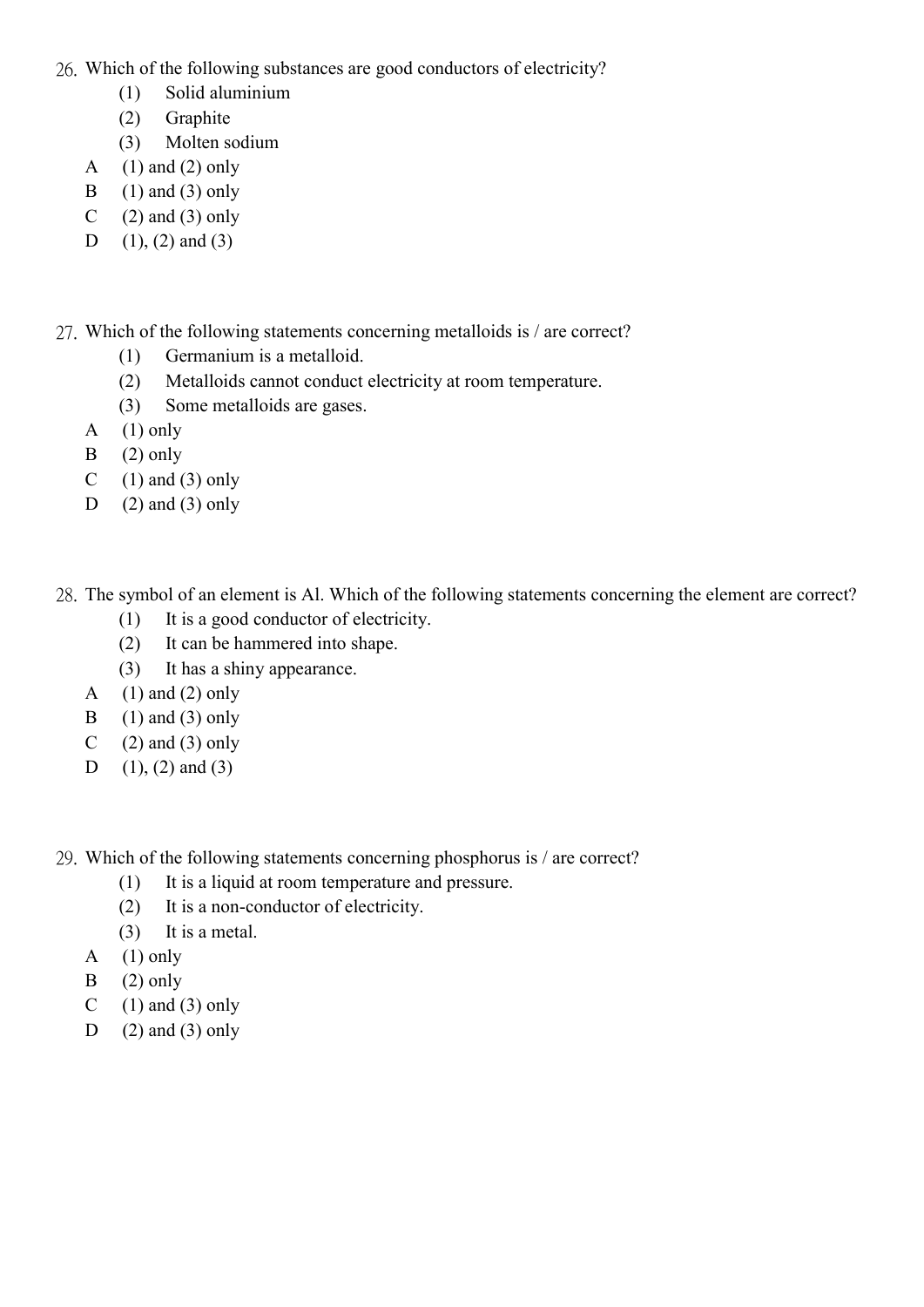26. Which of the following substances are good conductors of electricity?

    (1) Solid aluminium
    (2) Graphite
    (3) Molten sodium

    A (1) and (2) only
    B (1) and (3) only
    C (2) and (3) only
    D (1), (2) and (3)

27. Which of the following statements concerning metalloids is / are correct?

    (1) Germanium is a metalloid.
    (2) Metalloids cannot conduct electricity at room temperature.
    (3) Some metalloids are gases.

    A (1) only
    B (2) only
    C (1) and (3) only
    D (2) and (3) only

28. The symbol of an element is Al. Which of the following statements concerning the element are correct?

    (1) It is a good conductor of electricity.
    (2) It can be hammered into shape.
    (3) It has a shiny appearance.

    A (1) and (2) only
    B (1) and (3) only
    C (2) and (3) only
    D (1), (2) and (3)

29. Which of the following statements concerning phosphorus is / are correct?

    (1) It is a liquid at room temperature and pressure.
    (2) It is a non-conductor of electricity.
    (3) It is a metal.

    A (1) only
    B (2) only
    C (1) and (3) only
    D (2) and (3) only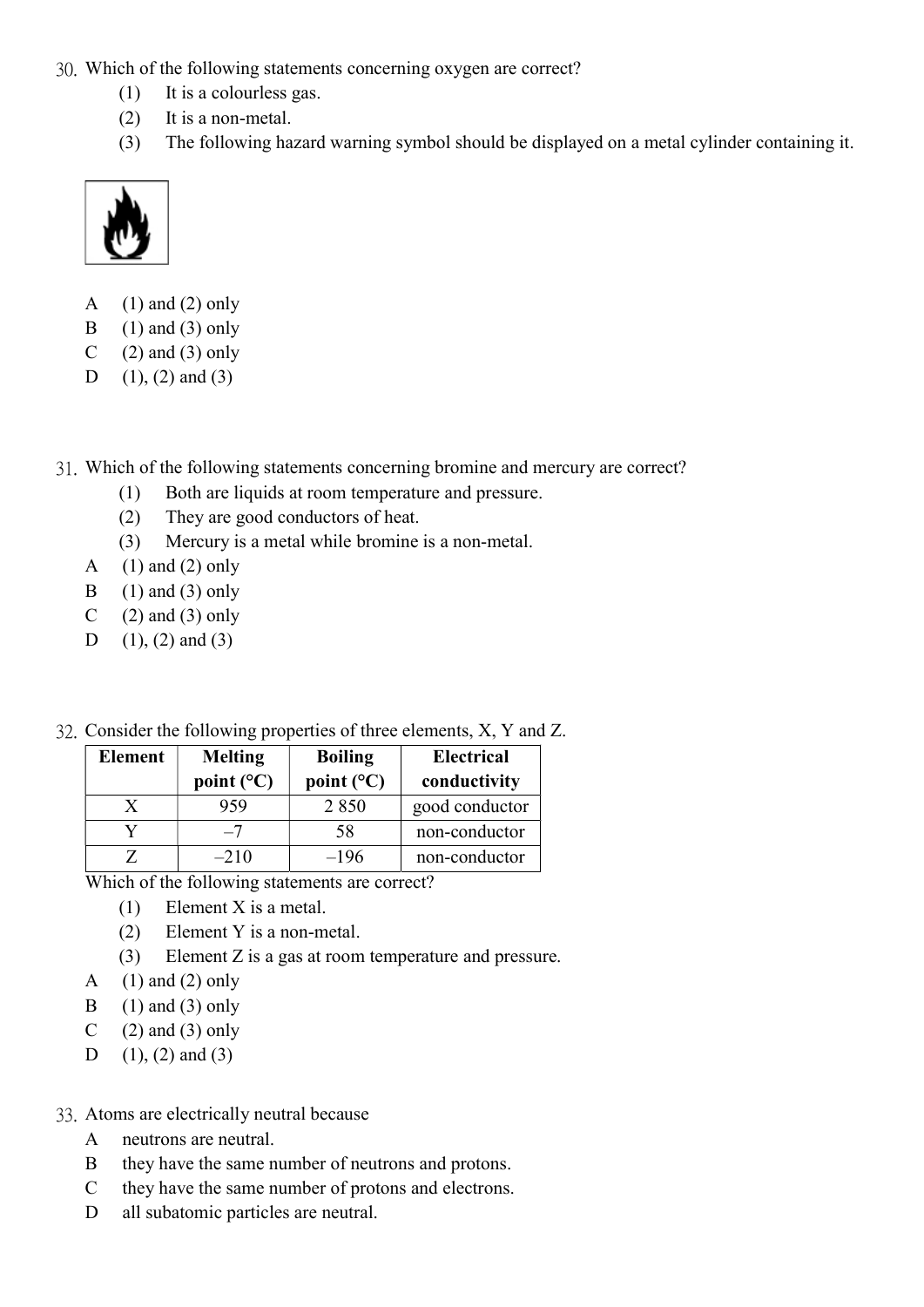30. Which of the following statements concerning oxygen are correct?

    (1) It is a colourless gas.

    (2) It is a non-metal.

    (3) The following hazard warning symbol should be displayed on a metal cylinder containing it.

A (1) and (2) only
B (1) and (3) only
C (2) and (3) only
D (1), (2) and (3)

31. Which of the following statements concerning bromine and mercury are correct?

    (1) Both are liquids at room temperature and pressure.

    (2) They are good conductors of heat.

    (3) Mercury is a metal while bromine is a non-metal.

A (1) and (2) only
B (1) and (3) only
C (2) and (3) only
D (1), (2) and (3)

32. Consider the following properties of three elements, X, Y and Z.

| Element | Melting point (°C) | Boiling point (°C) | Electrical conductivity |
|---|---|---|---|
| X | 959 | 2 850 | good conductor |
| Y | –7 | 58 | non-conductor |
| Z | –210 | –196 | non-conductor |

Which of the following statements are correct?

    (1) Element X is a metal.

    (2) Element Y is a non-metal.

    (3) Element Z is a gas at room temperature and pressure.

A (1) and (2) only
B (1) and (3) only
C (2) and (3) only
D (1), (2) and (3)

33. Atoms are electrically neutral because

A neutrons are neutral.
B they have the same number of neutrons and protons.
C they have the same number of protons and electrons.
D all subatomic particles are neutral.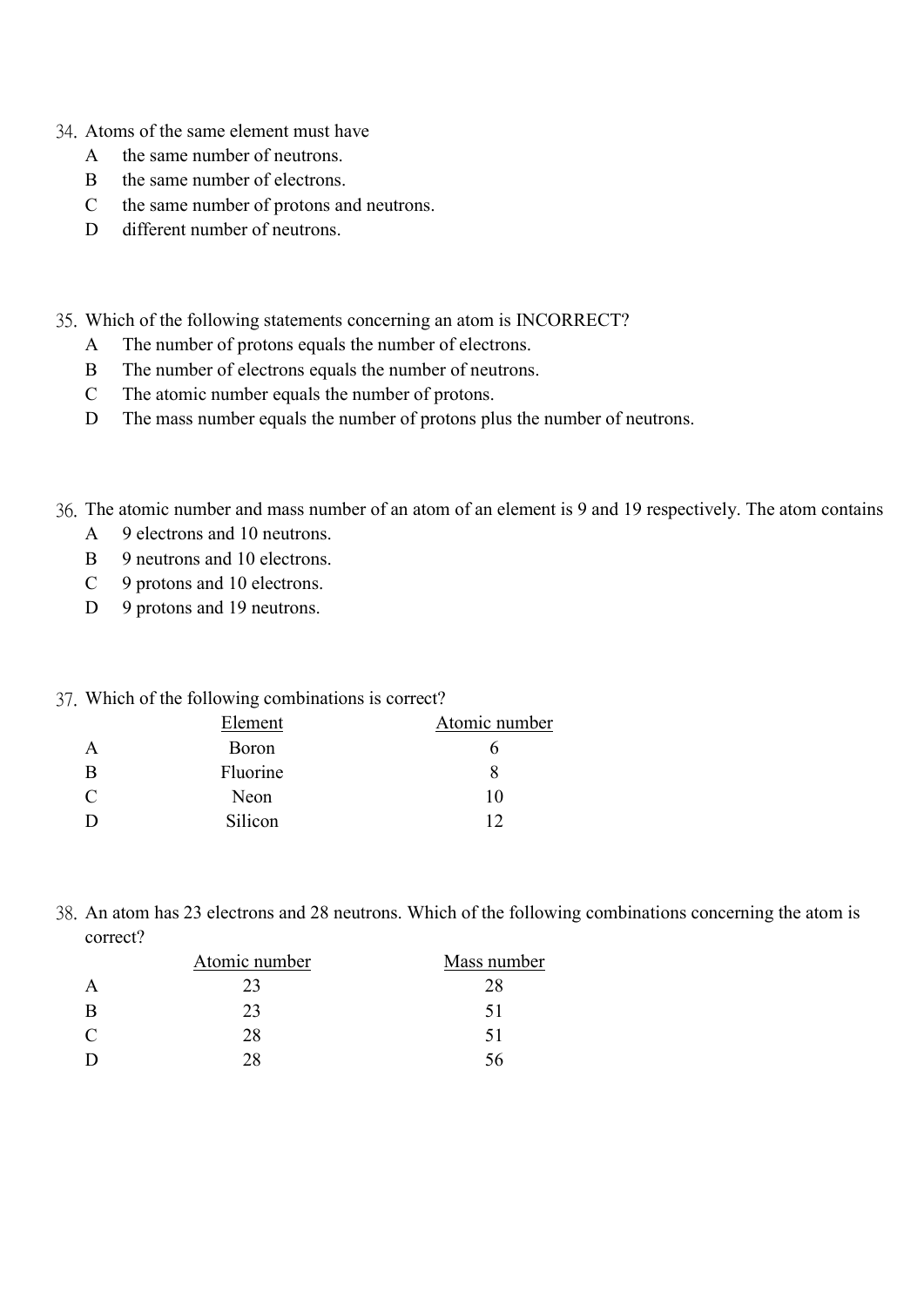34. Atoms of the same element must have
   A the same number of neutrons.
   B the same number of electrons.
   C the same number of protons and neutrons.
   D different number of neutrons.

35. Which of the following statements concerning an atom is INCORRECT?
   A The number of protons equals the number of electrons.
   B The number of electrons equals the number of neutrons.
   C The atomic number equals the number of protons.
   D The mass number equals the number of protons plus the number of neutrons.

36. The atomic number and mass number of an atom of an element is 9 and 19 respectively. The atom contains
   A 9 electrons and 10 neutrons.
   B 9 neutrons and 10 electrons.
   C 9 protons and 10 electrons.
   D 9 protons and 19 neutrons.

37. Which of the following combinations is correct?

| | Element | Atomic number |
|---|---|---|
| A | Boron | 6 |
| B | Fluorine | 8 |
| C | Neon | 10 |
| D | Silicon | 12 |

38. An atom has 23 electrons and 28 neutrons. Which of the following combinations concerning the atom is correct?

| | Atomic number | Mass number |
|---|---|---|
| A | 23 | 28 |
| B | 23 | 51 |
| C | 28 | 51 |
| D | 28 | 56 |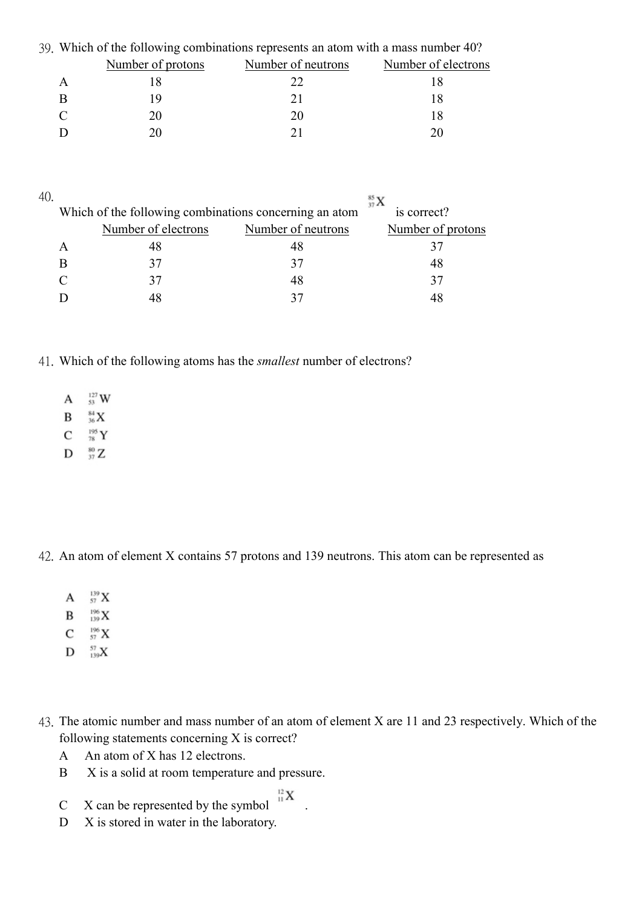39. Which of the following combinations represents an atom with a mass number 40?

| | Number of protons | Number of neutrons | Number of electrons |
|---|---|---|---|
| A | 18 | 22 | 18 |
| B | 19 | 21 | 18 |
| C | 20 | 20 | 18 |
| D | 20 | 21 | 20 |

40. Which of the following combinations concerning an atom $^{85}_{37}X$ is correct?

| | Number of electrons | Number of neutrons | Number of protons |
|---|---|---|---|
| A | 48 | 48 | 37 |
| B | 37 | 37 | 48 |
| C | 37 | 48 | 37 |
| D | 48 | 37 | 48 |

41. Which of the following atoms has the *smallest* number of electrons?

A $^{127}_{53}W$

B $^{84}_{36}X$

C $^{195}_{78}Y$

D $^{80}_{37}Z$

42. An atom of element X contains 57 protons and 139 neutrons. This atom can be represented as

A $^{139}_{57}X$

B $^{196}_{139}X$

C $^{196}_{57}X$

D $^{57}_{139}X$

43. The atomic number and mass number of an atom of element X are 11 and 23 respectively. Which of the following statements concerning X is correct?

A An atom of X has 12 electrons.

B X is a solid at room temperature and pressure.

C X can be represented by the symbol $^{12}_{11}X$ .

D X is stored in water in the laboratory.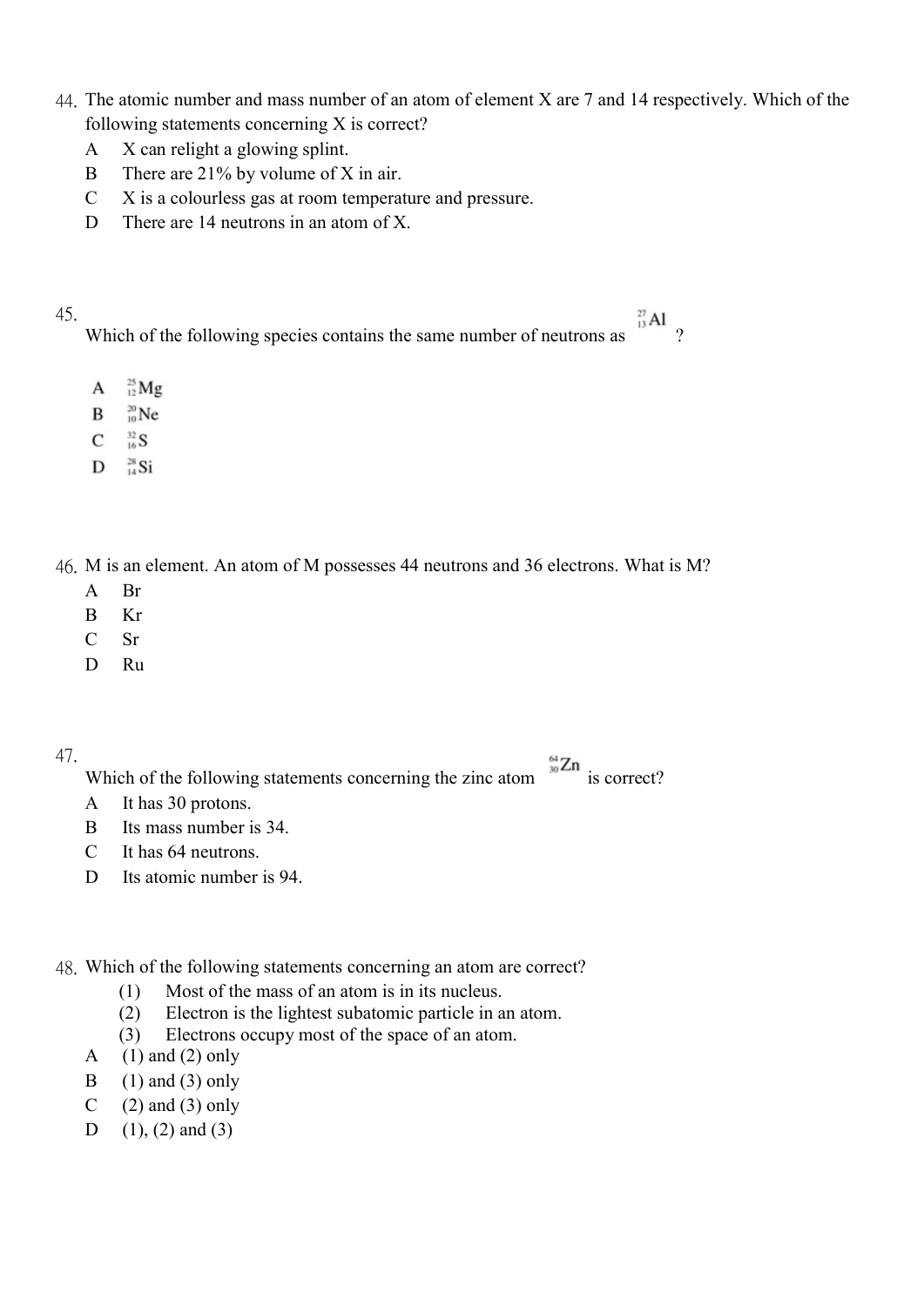44. The atomic number and mass number of an atom of element X are 7 and 14 respectively. Which of the following statements concerning X is correct?

   A X can relight a glowing splint.
   
   B There are 21% by volume of X in air.
   
   C X is a colourless gas at room temperature and pressure.
   
   D There are 14 neutrons in an atom of X.

45. Which of the following species contains the same number of neutrons as $^{27}_{13}Al$ ?

   A $^{25}_{12}Mg$
   
   B $^{20}_{10}Ne$
   
   C $^{32}_{16}S$
   
   D $^{28}_{14}Si$

46. M is an element. An atom of M possesses 44 neutrons and 36 electrons. What is M?

   A Br
   
   B Kr
   
   C Sr
   
   D Ru

47. Which of the following statements concerning the zinc atom $^{64}_{30}Zn$ is correct?

   A It has 30 protons.
   
   B Its mass number is 34.
   
   C It has 64 neutrons.
   
   D Its atomic number is 94.

48. Which of the following statements concerning an atom are correct?

   (1) Most of the mass of an atom is in its nucleus.
   
   (2) Electron is the lightest subatomic particle in an atom.
   
   (3) Electrons occupy most of the space of an atom.

   A (1) and (2) only
   
   B (1) and (3) only
   
   C (2) and (3) only
   
   D (1), (2) and (3)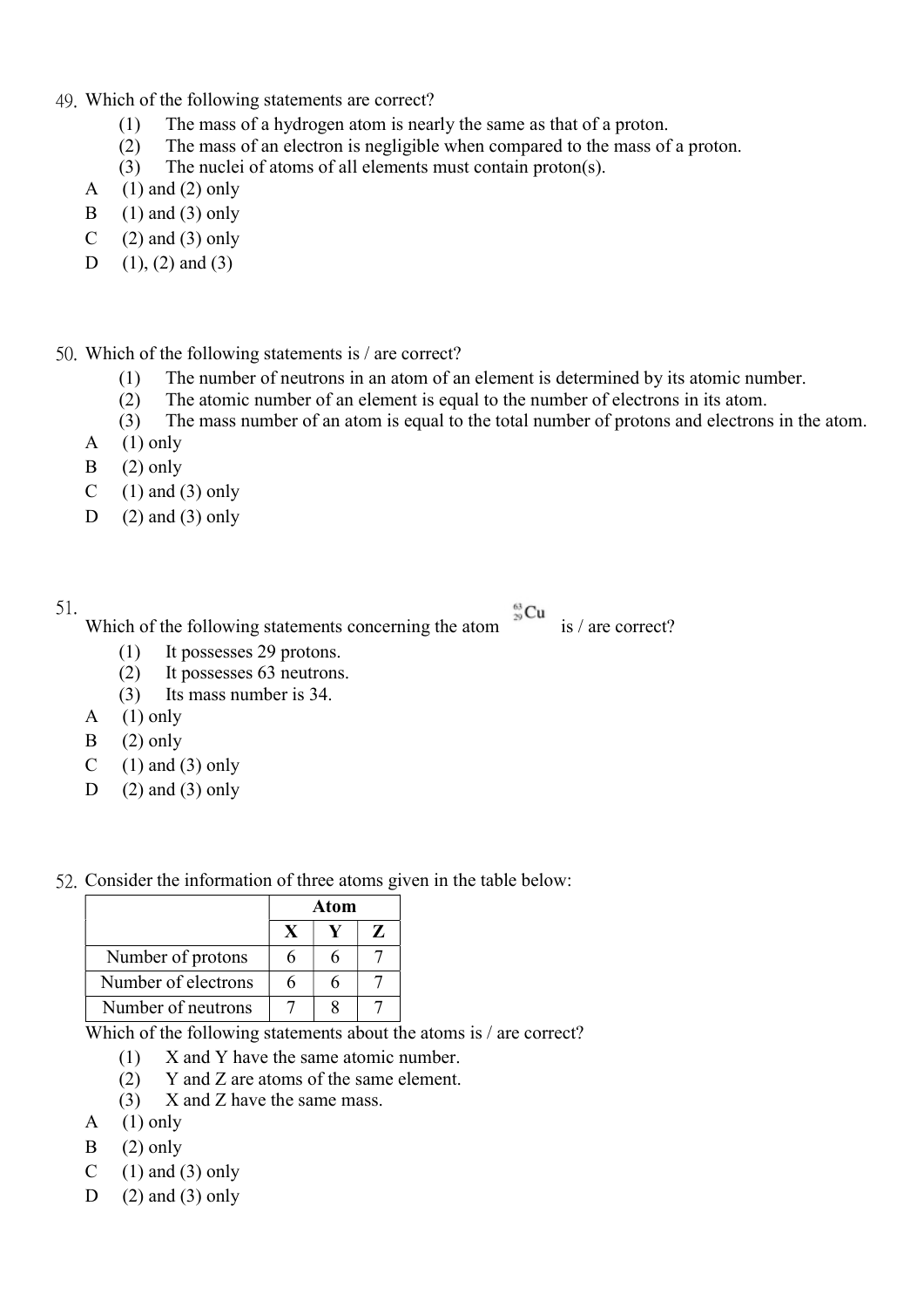49. Which of the following statements are correct?

 (1) The mass of a hydrogen atom is nearly the same as that of a proton.
 (2) The mass of an electron is negligible when compared to the mass of a proton.
 (3) The nuclei of atoms of all elements must contain proton(s).

A (1) and (2) only
B (1) and (3) only
C (2) and (3) only
D (1), (2) and (3)

50. Which of the following statements is / are correct?

 (1) The number of neutrons in an atom of an element is determined by its atomic number.
 (2) The atomic number of an element is equal to the number of electrons in its atom.
 (3) The mass number of an atom is equal to the total number of protons and electrons in the atom.

A (1) only
B (2) only
C (1) and (3) only
D (2) and (3) only

51. Which of the following statements concerning the atom $^{63}_{29}Cu$ is / are correct?

 (1) It possesses 29 protons.
 (2) It possesses 63 neutrons.
 (3) Its mass number is 34.

A (1) only
B (2) only
C (1) and (3) only
D (2) and (3) only

52. Consider the information of three atoms given in the table below:

| | Atom | | |
|---|---|---|---|
| | **X** | **Y** | **Z** |
| Number of protons | 6 | 6 | 7 |
| Number of electrons | 6 | 6 | 7 |
| Number of neutrons | 7 | 8 | 7 |

Which of the following statements about the atoms is / are correct?

 (1) X and Y have the same atomic number.
 (2) Y and Z are atoms of the same element.
 (3) X and Z have the same mass.

A (1) only
B (2) only
C (1) and (3) only
D (2) and (3) only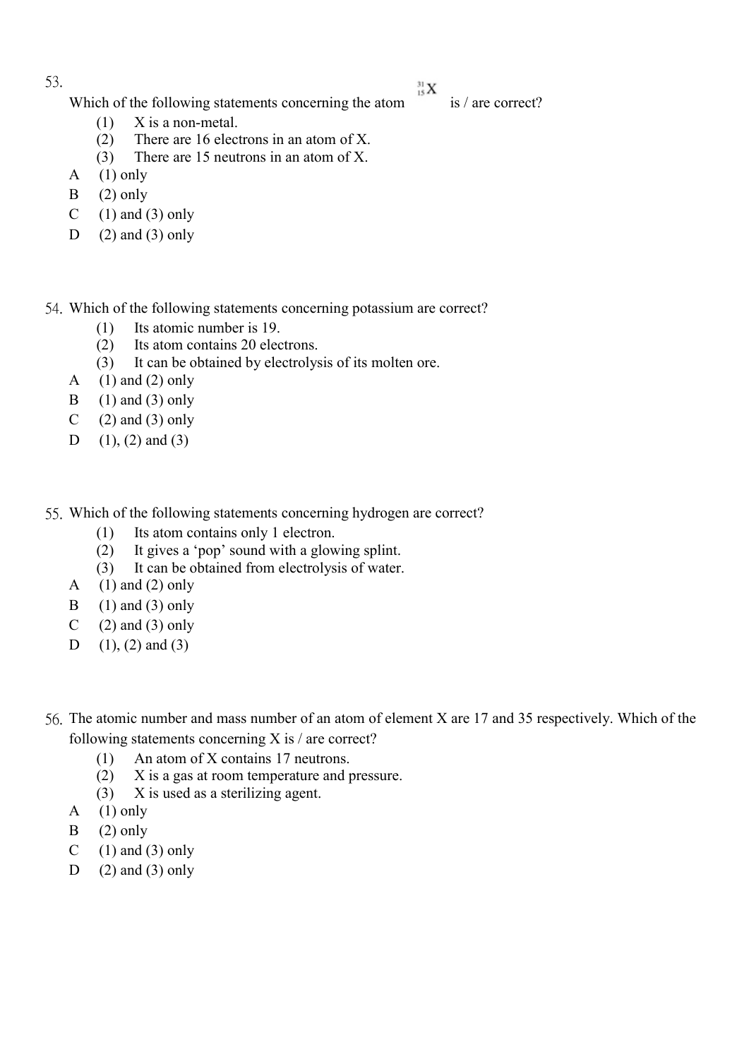53. Which of the following statements concerning the atom $^{31}_{15}X$ is / are correct?

 (1) X is a non-metal.
 (2) There are 16 electrons in an atom of X.
 (3) There are 15 neutrons in an atom of X.

 A (1) only
 B (2) only
 C (1) and (3) only
 D (2) and (3) only

54. Which of the following statements concerning potassium are correct?

 (1) Its atomic number is 19.
 (2) Its atom contains 20 electrons.
 (3) It can be obtained by electrolysis of its molten ore.

 A (1) and (2) only
 B (1) and (3) only
 C (2) and (3) only
 D (1), (2) and (3)

55. Which of the following statements concerning hydrogen are correct?

 (1) Its atom contains only 1 electron.
 (2) It gives a 'pop' sound with a glowing splint.
 (3) It can be obtained from electrolysis of water.

 A (1) and (2) only
 B (1) and (3) only
 C (2) and (3) only
 D (1), (2) and (3)

56. The atomic number and mass number of an atom of element X are 17 and 35 respectively. Which of the following statements concerning X is / are correct?

 (1) An atom of X contains 17 neutrons.
 (2) X is a gas at room temperature and pressure.
 (3) X is used as a sterilizing agent.

 A (1) only
 B (2) only
 C (1) and (3) only
 D (2) and (3) only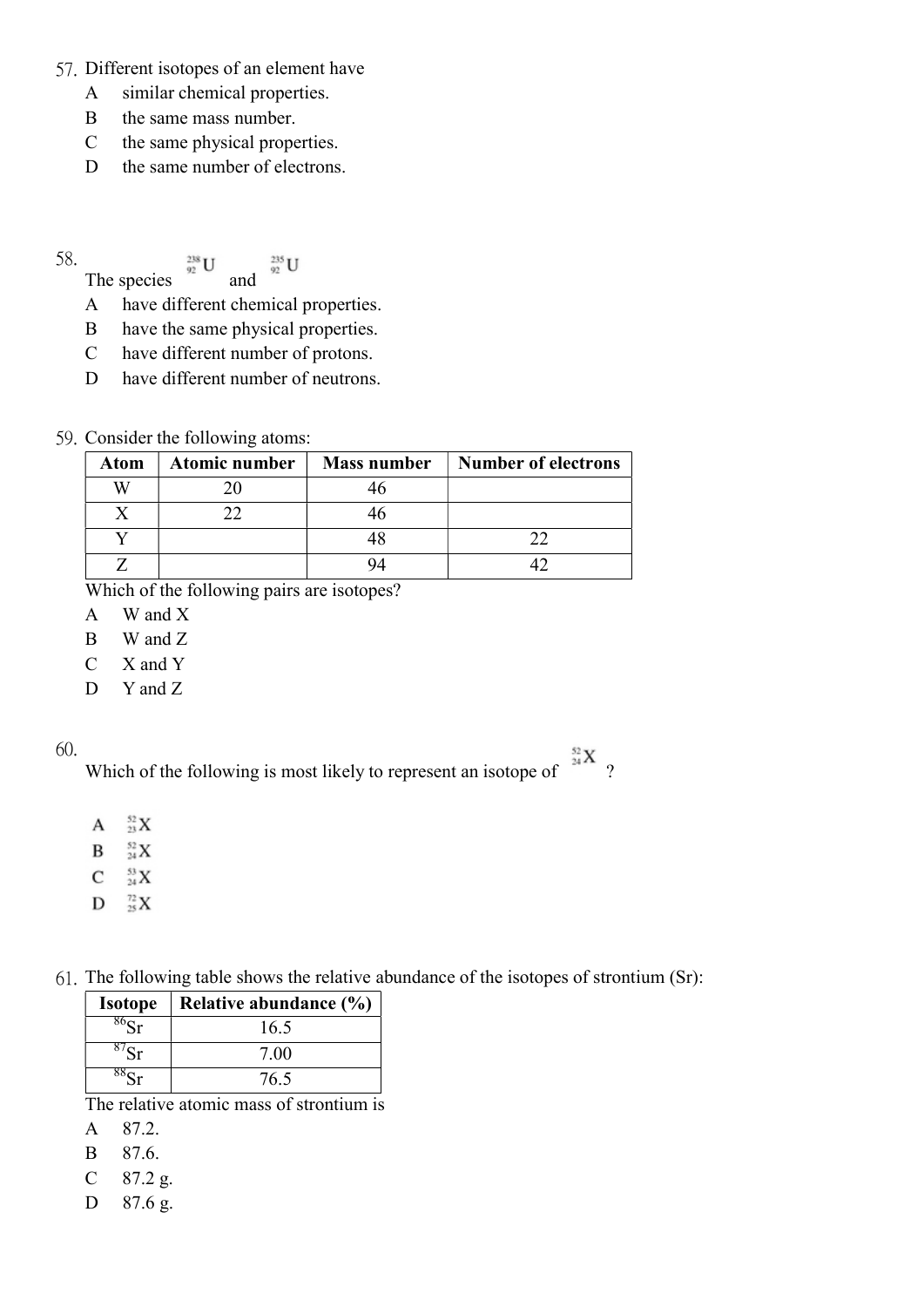57. Different isotopes of an element have

A similar chemical properties.

B the same mass number.

C the same physical properties.

D the same number of electrons.

58. The species $^{238}_{92}U$ and $^{235}_{92}U$

A have different chemical properties.

B have the same physical properties.

C have different number of protons.

D have different number of neutrons.

59. Consider the following atoms:

| Atom | Atomic number | Mass number | Number of electrons |
|---|---|---|---|
| W | 20 | 46 | |
| X | 22 | 46 | |
| Y | | 48 | 22 |
| Z | | 94 | 42 |

Which of the following pairs are isotopes?

A W and X

B W and Z

C X and Y

D Y and Z

60. Which of the following is most likely to represent an isotope of $^{52}_{24}X$ ?

A $^{52}_{23}X$

B $^{52}_{24}X$

C $^{53}_{24}X$

D $^{72}_{25}X$

61. The following table shows the relative abundance of the isotopes of strontium (Sr):

| Isotope | Relative abundance (%) |
|---|---|
| $^{86}Sr$ | 16.5 |
| $^{87}Sr$ | 7.00 |
| $^{88}Sr$ | 76.5 |

The relative atomic mass of strontium is

A 87.2.

B 87.6.

C 87.2 g.

D 87.6 g.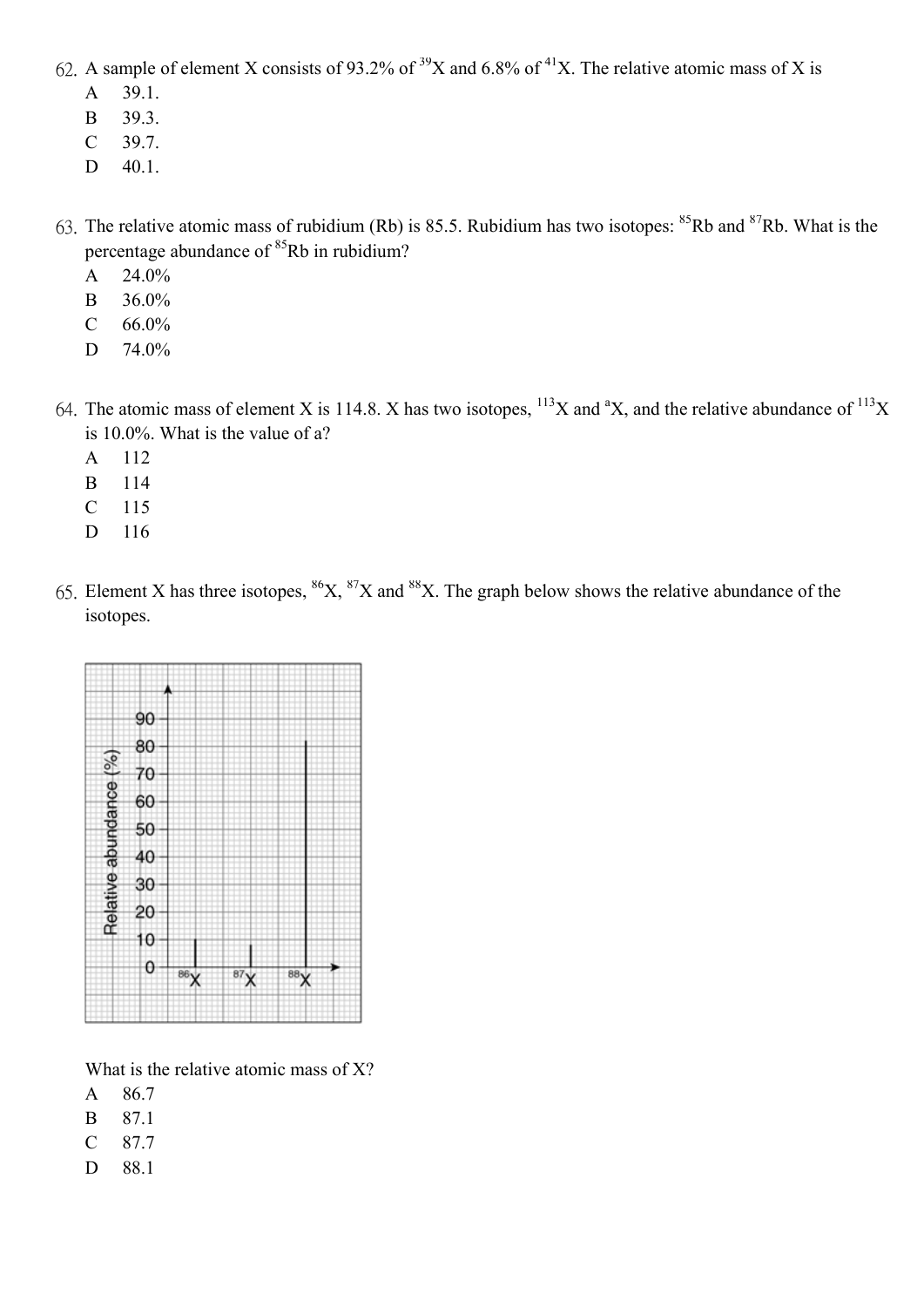62. A sample of element X consists of 93.2% of $^{39}X$ and 6.8% of $^{41}X$. The relative atomic mass of X is
    - A 39.1.
    - B 39.3.
    - C 39.7.
    - D 40.1.

63. The relative atomic mass of rubidium (Rb) is 85.5. Rubidium has two isotopes: $^{85}Rb$ and $^{87}Rb$. What is the percentage abundance of $^{85}Rb$ in rubidium?
    - A 24.0%
    - B 36.0%
    - C 66.0%
    - D 74.0%

64. The atomic mass of element X is 114.8. X has two isotopes, $^{113}X$ and $^{a}X$, and the relative abundance of $^{113}X$ is 10.0%. What is the value of a?
    - A 112
    - B 114
    - C 115
    - D 116

65. Element X has three isotopes, $^{86}X$, $^{87}X$ and $^{88}X$. The graph below shows the relative abundance of the isotopes.

    What is the relative atomic mass of X?
    - A 86.7
    - B 87.1
    - C 87.7
    - D 88.1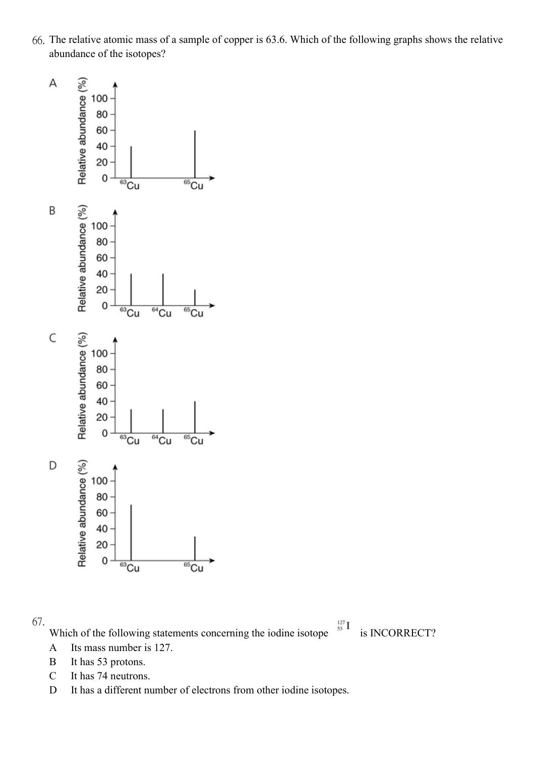66. The relative atomic mass of a sample of copper is 63.6. Which of the following graphs shows the relative abundance of the isotopes?

A

| Isotope | Relative abundance (%) |
| --- | --- |
| $^{63}Cu$ | 40 |
| $^{65}Cu$ | 60 |

B

| Isotope | Relative abundance (%) |
| --- | --- |
| $^{63}Cu$ | 40 |
| $^{64}Cu$ | 40 |
| $^{65}Cu$ | 20 |

C

| Isotope | Relative abundance (%) |
| --- | --- |
| $^{63}Cu$ | 30 |
| $^{64}Cu$ | 30 |
| $^{65}Cu$ | 40 |

D

| Isotope | Relative abundance (%) |
| --- | --- |
| $^{63}Cu$ | 70 |
| $^{65}Cu$ | 30 |

67. Which of the following statements concerning the iodine isotope $^{127}_{53}I$ is INCORRECT?

A Its mass number is 127.

B It has 53 protons.

C It has 74 neutrons.

D It has a different number of electrons from other iodine isotopes.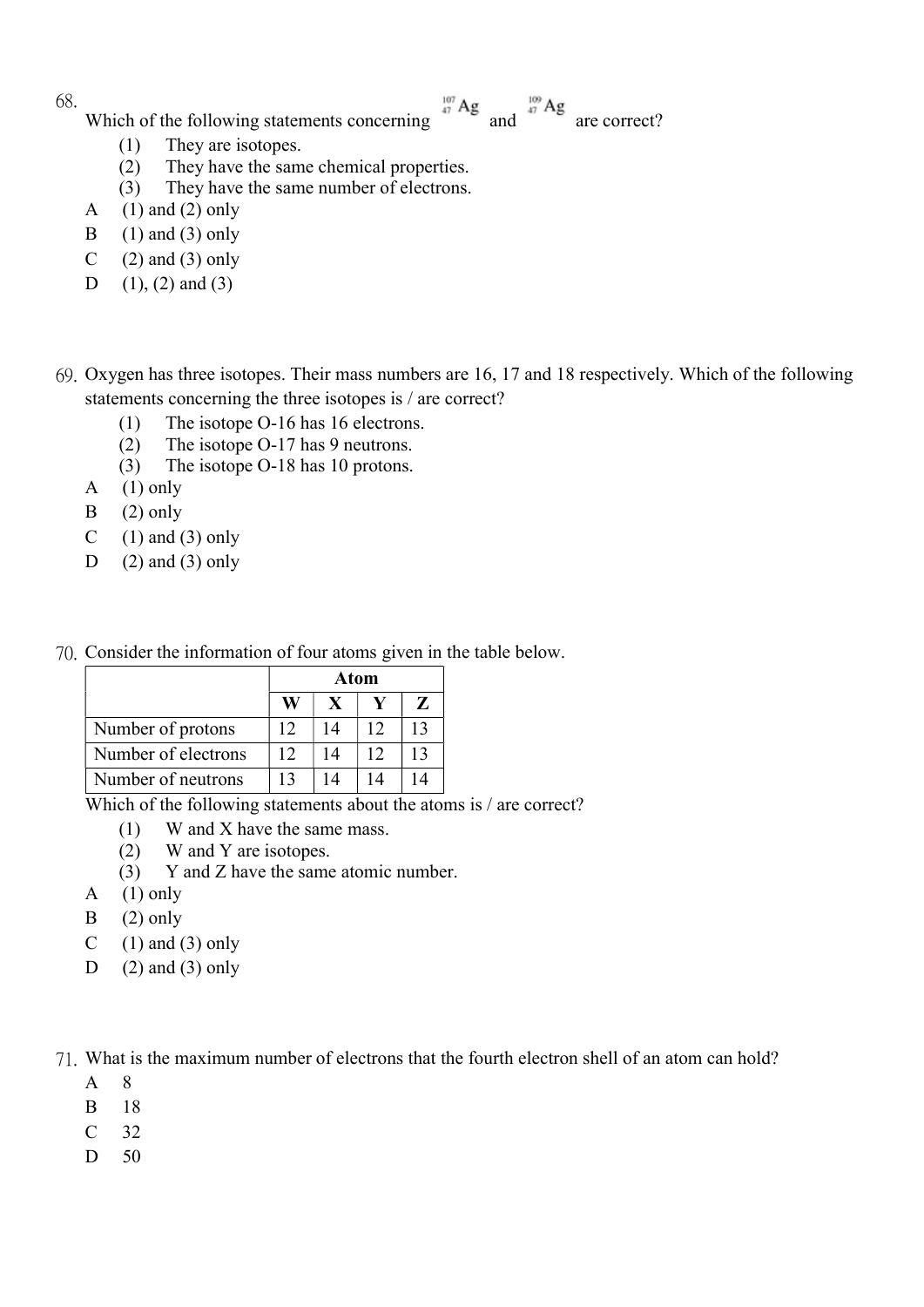68. Which of the following statements concerning $^{107}_{47}Ag$ and $^{109}_{47}Ag$ are correct?

(1) They are isotopes.
(2) They have the same chemical properties.
(3) They have the same number of electrons.

A (1) and (2) only
B (1) and (3) only
C (2) and (3) only
D (1), (2) and (3)

69. Oxygen has three isotopes. Their mass numbers are 16, 17 and 18 respectively. Which of the following statements concerning the three isotopes is / are correct?

(1) The isotope O-16 has 16 electrons.
(2) The isotope O-17 has 9 neutrons.
(3) The isotope O-18 has 10 protons.

A (1) only
B (2) only
C (1) and (3) only
D (2) and (3) only

70. Consider the information of four atoms given in the table below.

| | Atom | | | |
|---|---|---|---|---|
| | **W** | **X** | **Y** | **Z** |
| Number of protons | 12 | 14 | 12 | 13 |
| Number of electrons | 12 | 14 | 12 | 13 |
| Number of neutrons | 13 | 14 | 14 | 14 |

Which of the following statements about the atoms is / are correct?

(1) W and X have the same mass.
(2) W and Y are isotopes.
(3) Y and Z have the same atomic number.

A (1) only
B (2) only
C (1) and (3) only
D (2) and (3) only

71. What is the maximum number of electrons that the fourth electron shell of an atom can hold?

A 8
B 18
C 32
D 50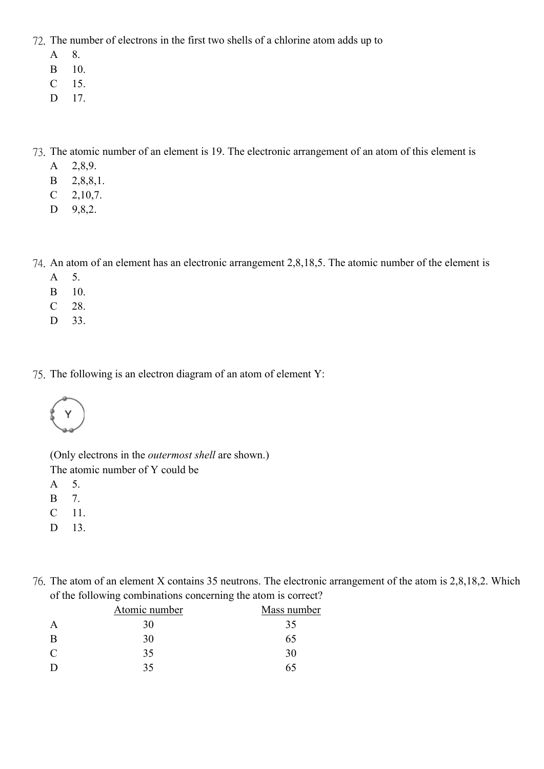72. The number of electrons in the first two shells of a chlorine atom adds up to

A 8.
B 10.
C 15.
D 17.

73. The atomic number of an element is 19. The electronic arrangement of an atom of this element is

A 2,8,9.
B 2,8,8,1.
C 2,10,7.
D 9,8,2.

74. An atom of an element has an electronic arrangement 2,8,18,5. The atomic number of the element is

A 5.
B 10.
C 28.
D 33.

75. The following is an electron diagram of an atom of element Y:

(Only electrons in the *outermost shell* are shown.)

The atomic number of Y could be

A 5.
B 7.
C 11.
D 13.

76. The atom of an element X contains 35 neutrons. The electronic arrangement of the atom is 2,8,18,2. Which of the following combinations concerning the atom is correct?

| | Atomic number | Mass number |
|---|---|---|
| A | 30 | 35 |
| B | 30 | 65 |
| C | 35 | 30 |
| D | 35 | 65 |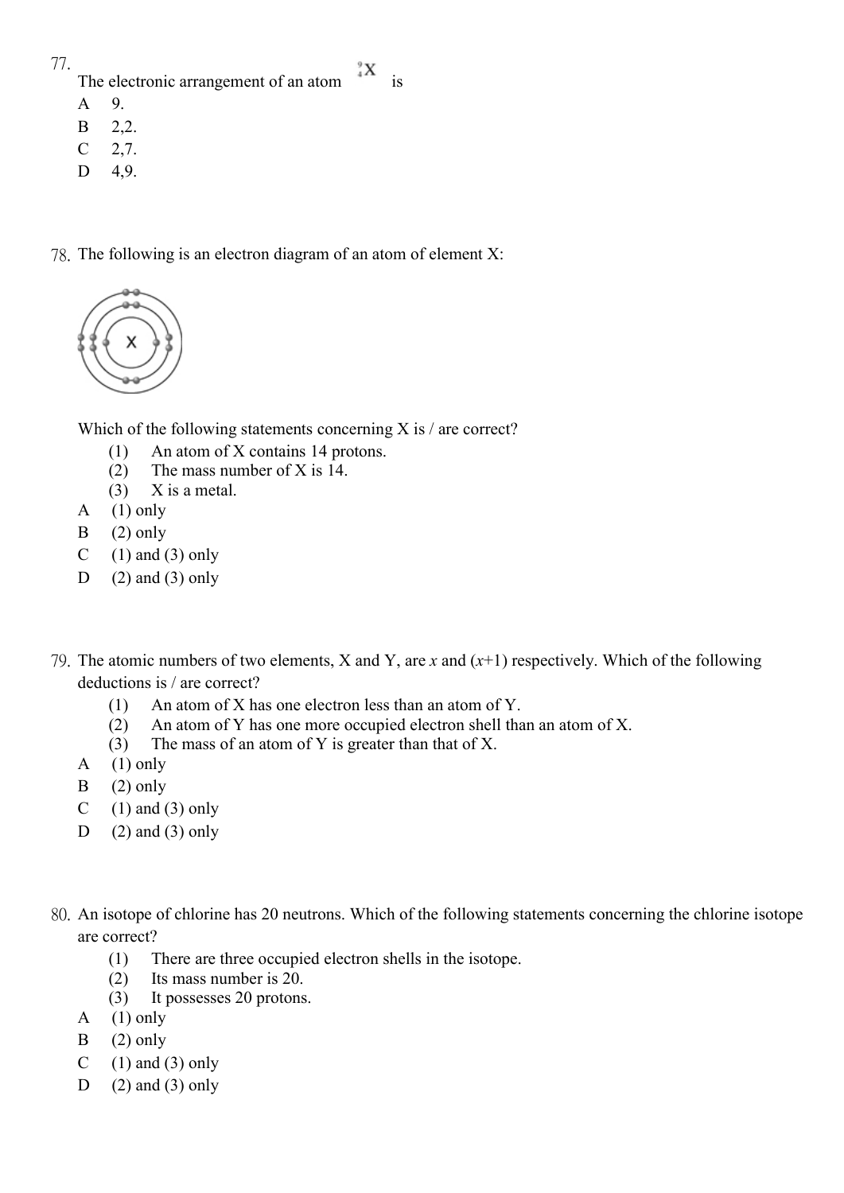77. The electronic arrangement of an atom $^{9}_{4}X$ is

A 9.

B 2,2.

C 2,7.

D 4,9.

78. The following is an electron diagram of an atom of element X:

Which of the following statements concerning X is / are correct?

(1) An atom of X contains 14 protons.
(2) The mass number of X is 14.
(3) X is a metal.

A (1) only

B (2) only

C (1) and (3) only

D (2) and (3) only

79. The atomic numbers of two elements, X and Y, are $x$ and $(x+1)$ respectively. Which of the following deductions is / are correct?

(1) An atom of X has one electron less than an atom of Y.
(2) An atom of Y has one more occupied electron shell than an atom of X.
(3) The mass of an atom of Y is greater than that of X.

A (1) only

B (2) only

C (1) and (3) only

D (2) and (3) only

80. An isotope of chlorine has 20 neutrons. Which of the following statements concerning the chlorine isotope are correct?

(1) There are three occupied electron shells in the isotope.
(2) Its mass number is 20.
(3) It possesses 20 protons.

A (1) only

B (2) only

C (1) and (3) only

D (2) and (3) only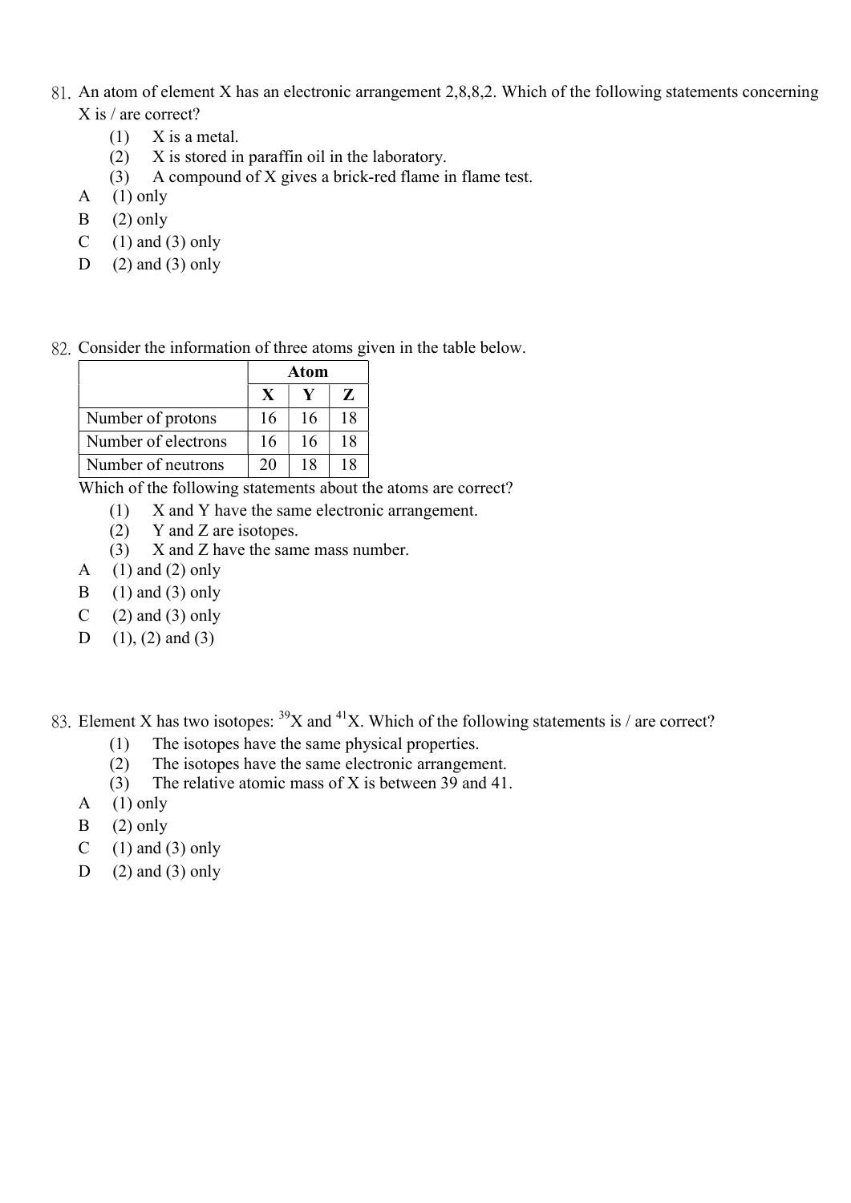81. An atom of element X has an electronic arrangement 2,8,8,2. Which of the following statements concerning X is / are correct?

    (1) X is a metal.
    (2) X is stored in paraffin oil in the laboratory.
    (3) A compound of X gives a brick-red flame in flame test.

    A (1) only
    B (2) only
    C (1) and (3) only
    D (2) and (3) only

82. Consider the information of three atoms given in the table below.

| | Atom | | |
|---|---|---|---|
| | X | Y | Z |
| Number of protons | 16 | 16 | 18 |
| Number of electrons | 16 | 16 | 18 |
| Number of neutrons | 20 | 18 | 18 |

Which of the following statements about the atoms are correct?

    (1) X and Y have the same electronic arrangement.
    (2) Y and Z are isotopes.
    (3) X and Z have the same mass number.

    A (1) and (2) only
    B (1) and (3) only
    C (2) and (3) only
    D (1), (2) and (3)

83. Element X has two isotopes: $^{39}X$ and $^{41}X$. Which of the following statements is / are correct?

    (1) The isotopes have the same physical properties.
    (2) The isotopes have the same electronic arrangement.
    (3) The relative atomic mass of X is between 39 and 41.

    A (1) only
    B (2) only
    C (1) and (3) only
    D (2) and (3) only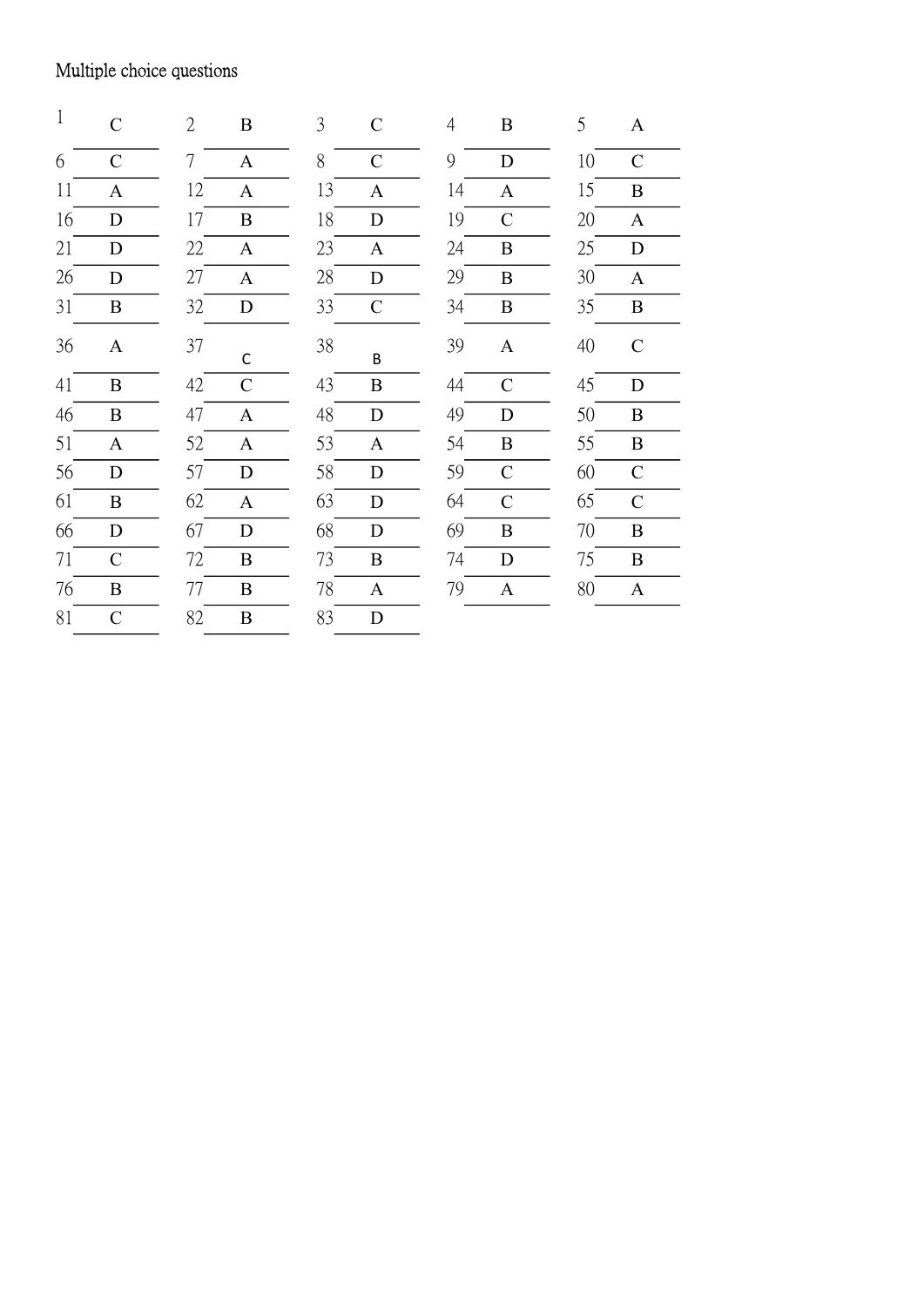Multiple choice questions

| | | | | | | | | | |
|---|---|---|---|---|---|---|---|---|---|
| 1 | C | 2 | B | 3 | C | 4 | B | 5 | A |
| 6 | C | 7 | A | 8 | C | 9 | D | 10 | C |
| 11 | A | 12 | A | 13 | A | 14 | A | 15 | B |
| 16 | D | 17 | B | 18 | D | 19 | C | 20 | A |
| 21 | D | 22 | A | 23 | A | 24 | B | 25 | D |
| 26 | D | 27 | A | 28 | D | 29 | B | 30 | A |
| 31 | B | 32 | D | 33 | C | 34 | B | 35 | B |
| 36 | A | 37 | C | 38 | B | 39 | A | 40 | C |
| 41 | B | 42 | C | 43 | B | 44 | C | 45 | D |
| 46 | B | 47 | A | 48 | D | 49 | D | 50 | B |
| 51 | A | 52 | A | 53 | A | 54 | B | 55 | B |
| 56 | D | 57 | D | 58 | D | 59 | C | 60 | C |
| 61 | B | 62 | A | 63 | D | 64 | C | 65 | C |
| 66 | D | 67 | D | 68 | D | 69 | B | 70 | B |
| 71 | C | 72 | B | 73 | B | 74 | D | 75 | B |
| 76 | B | 77 | B | 78 | A | 79 | A | 80 | A |
| 81 | C | 82 | B | 83 | D | | | | |